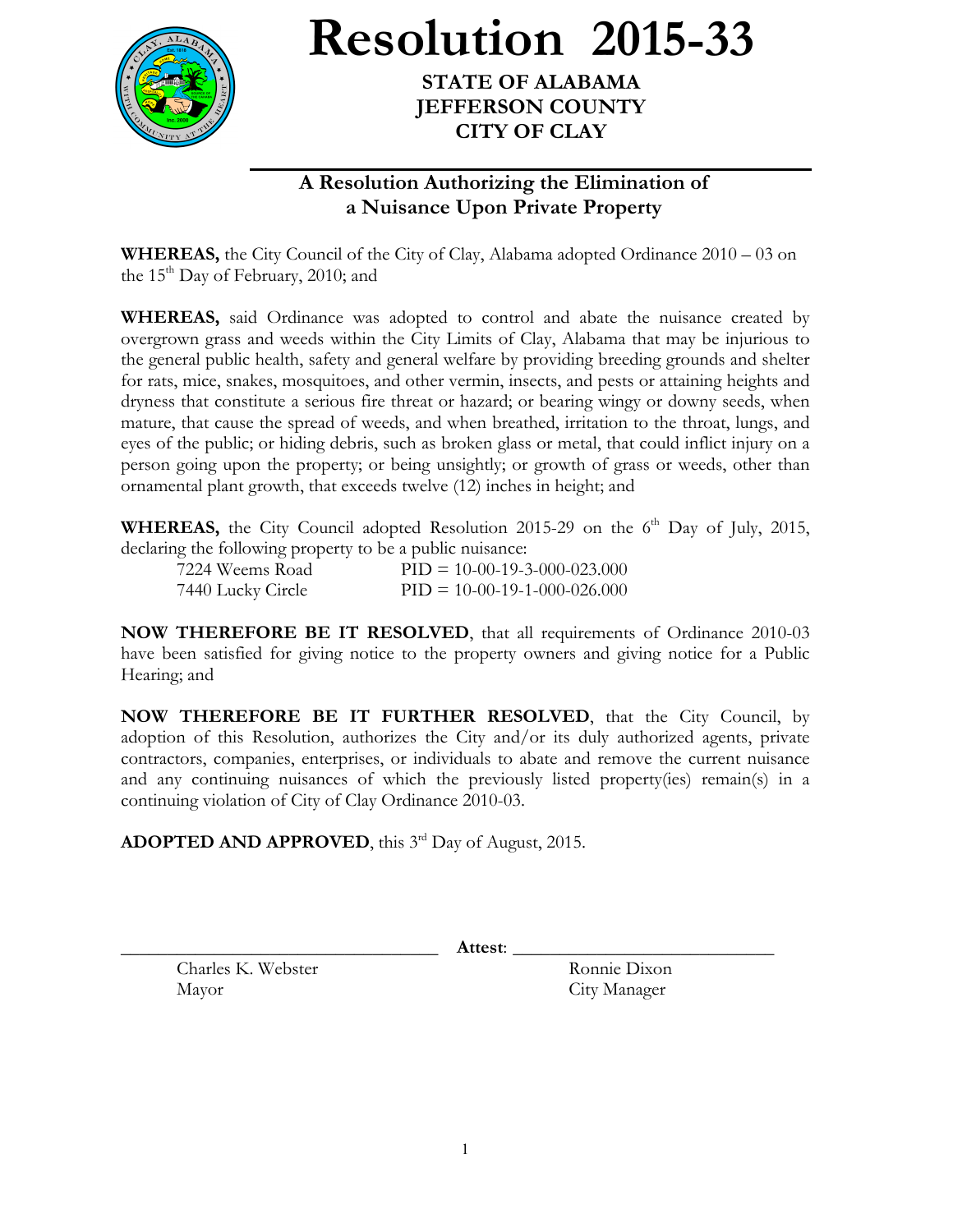# Resolution 2015-33

**STATE OF ALABAMA**
**JEFFERSON COUNTY**
**CITY OF CLAY**

## A Resolution Authorizing the Elimination of a Nuisance Upon Private Property

**WHEREAS,** the City Council of the City of Clay, Alabama adopted Ordinance 2010 – 03 on the 15th Day of February, 2010; and

**WHEREAS,** said Ordinance was adopted to control and abate the nuisance created by overgrown grass and weeds within the City Limits of Clay, Alabama that may be injurious to the general public health, safety and general welfare by providing breeding grounds and shelter for rats, mice, snakes, mosquitoes, and other vermin, insects, and pests or attaining heights and dryness that constitute a serious fire threat or hazard; or bearing wingy or downy seeds, when mature, that cause the spread of weeds, and when breathed, irritation to the throat, lungs, and eyes of the public; or hiding debris, such as broken glass or metal, that could inflict injury on a person going upon the property; or being unsightly; or growth of grass or weeds, other than ornamental plant growth, that exceeds twelve (12) inches in height; and

**WHEREAS,** the City Council adopted Resolution 2015-29 on the 6th Day of July, 2015, declaring the following property to be a public nuisance:

| | |
|---|---|
| 7224 Weems Road | PID = 10-00-19-3-000-023.000 |
| 7440 Lucky Circle | PID = 10-00-19-1-000-026.000 |

**NOW THEREFORE BE IT RESOLVED**, that all requirements of Ordinance 2010-03 have been satisfied for giving notice to the property owners and giving notice for a Public Hearing; and

**NOW THEREFORE BE IT FURTHER RESOLVED**, that the City Council, by adoption of this Resolution, authorizes the City and/or its duly authorized agents, private contractors, companies, enterprises, or individuals to abate and remove the current nuisance and any continuing nuisances of which the previously listed property(ies) remain(s) in a continuing violation of City of Clay Ordinance 2010-03.

**ADOPTED AND APPROVED**, this 3rd Day of August, 2015.

_______________________________ **Attest**: _______________________________

Charles K. Webster
Mayor

Ronnie Dixon
City Manager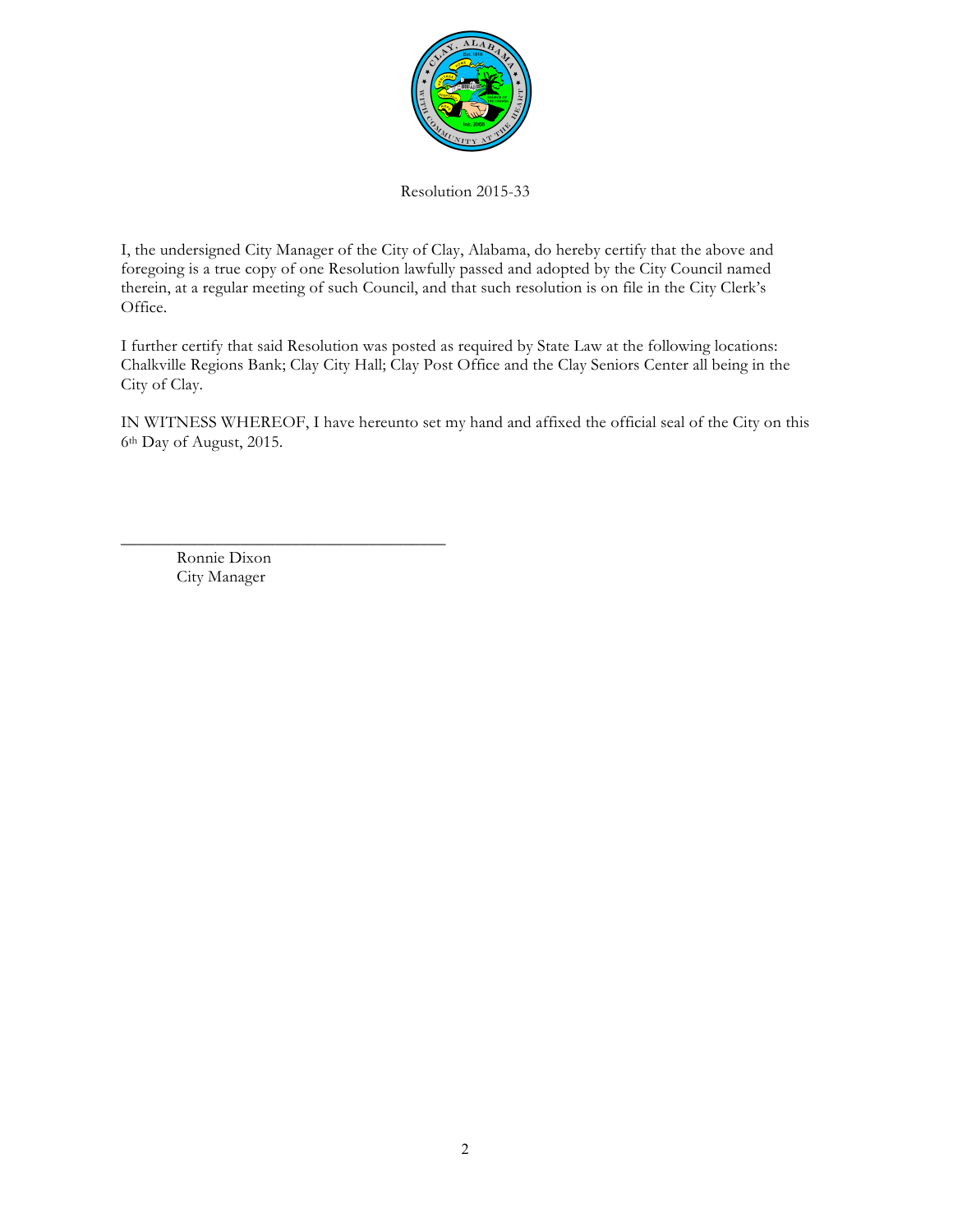Resolution 2015-33

I, the undersigned City Manager of the City of Clay, Alabama, do hereby certify that the above and foregoing is a true copy of one Resolution lawfully passed and adopted by the City Council named therein, at a regular meeting of such Council, and that such resolution is on file in the City Clerk's Office.

I further certify that said Resolution was posted as required by State Law at the following locations: Chalkville Regions Bank; Clay City Hall; Clay Post Office and the Clay Seniors Center all being in the City of Clay.

IN WITNESS WHEREOF, I have hereunto set my hand and affixed the official seal of the City on this 6th Day of August, 2015.

\_\_\_\_\_\_\_\_\_\_\_\_\_\_\_\_\_\_\_\_\_\_\_\_\_\_\_\_\_\_\_\_\_\_\_\_\_\_

Ronnie Dixon
City Manager